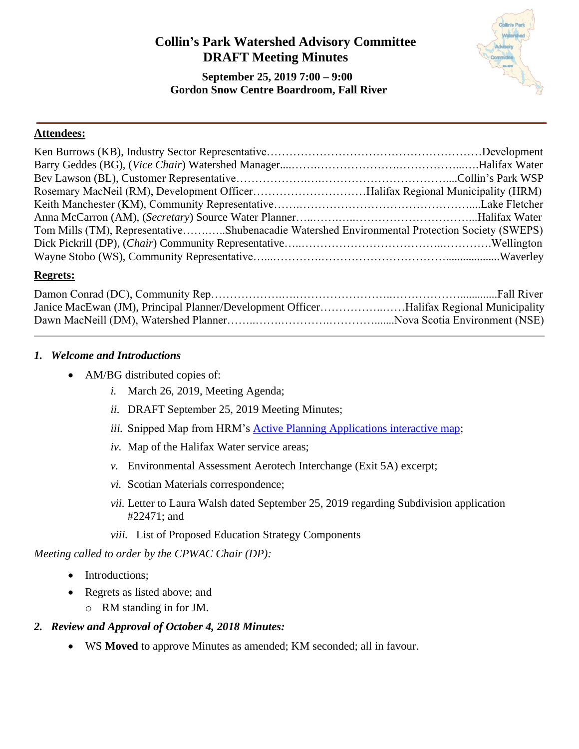# Collin's Park Watershed Advisory Committee
## DRAFT Meeting Minutes

**September 25, 2019 7:00 – 9:00**
**Gordon Snow Centre Boardroom, Fall River**

---

**Attendees:**

Ken Burrows (KB), Industry Sector Representative……………………………………………………Development
Barry Geddes (BG), (*Vice Chair*) Watershed Manager....…….…………………….……………..….Halifax Water
Bev Lawson (BL), Customer Representative……………….….……………………………....Collin's Park WSP
Rosemary MacNeil (RM), Development Officer…………………………Halifax Regional Municipality (HRM)
Keith Manchester (KM), Community Representative…….…………………………………………....Lake Fletcher
Anna McCarron (AM), (*Secretary*) Source Water Planner…...…….…...…………………………...Halifax Water
Tom Mills (TM), Representative……..…..Shubenacadie Watershed Environmental Protection Society (SWEPS)
Dick Pickrill (DP), (*Chair*) Community Representative…..……………………………..………….Wellington
Wayne Stobo (WS), Community Representative…...………….……………………………...................Waverley

**Regrets:**

Damon Conrad (DC), Community Rep……………….….…………………….……………….............Fall River
Janice MacEwan (JM), Principal Planner/Development Officer……………..……Halifax Regional Municipality
Dawn MacNeill (DM), Watershed Planner……..…….………….………….......Nova Scotia Environment (NSE)

---

### *1. Welcome and Introductions*

- AM/BG distributed copies of:
  - *i.* March 26, 2019, Meeting Agenda;
  - *ii.* DRAFT September 25, 2019 Meeting Minutes;
  - *iii.* Snipped Map from HRM's Active Planning Applications interactive map;
  - *iv.* Map of the Halifax Water service areas;
  - *v.* Environmental Assessment Aerotech Interchange (Exit 5A) excerpt;
  - *vi.* Scotian Materials correspondence;
  - *vii.* Letter to Laura Walsh dated September 25, 2019 regarding Subdivision application #22471; and
  - *viii.* List of Proposed Education Strategy Components

*Meeting called to order by the CPWAC Chair (DP):*

- Introductions;
- Regrets as listed above; and
  - RM standing in for JM.

### *2. Review and Approval of October 4, 2018 Minutes:*

- WS **Moved** to approve Minutes as amended; KM seconded; all in favour.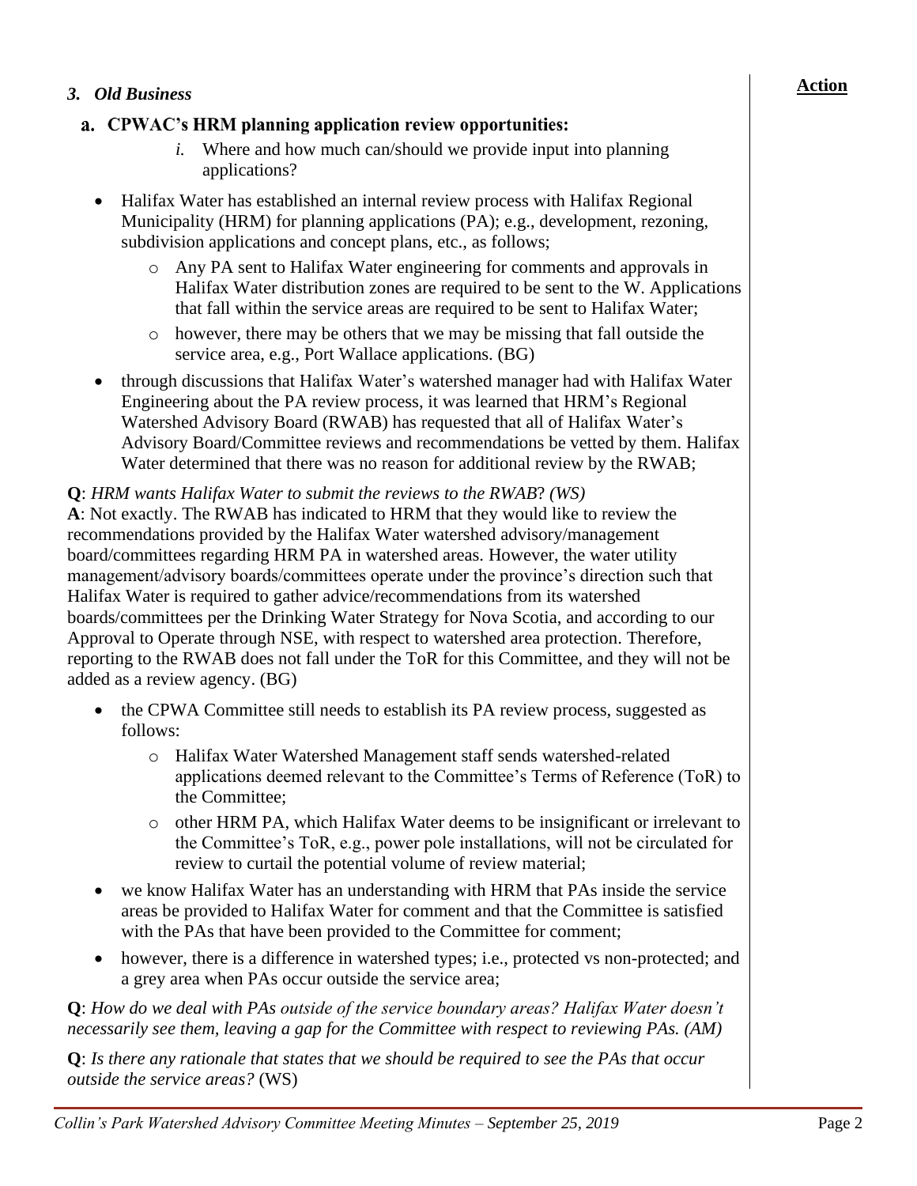**Action**

### *3. Old Business*

**a. CPWAC's HRM planning application review opportunities:**

*i.* Where and how much can/should we provide input into planning applications?

- Halifax Water has established an internal review process with Halifax Regional Municipality (HRM) for planning applications (PA); e.g., development, rezoning, subdivision applications and concept plans, etc., as follows;
  - Any PA sent to Halifax Water engineering for comments and approvals in Halifax Water distribution zones are required to be sent to the W. Applications that fall within the service areas are required to be sent to Halifax Water;
  - however, there may be others that we may be missing that fall outside the service area, e.g., Port Wallace applications. (BG)
- through discussions that Halifax Water's watershed manager had with Halifax Water Engineering about the PA review process, it was learned that HRM's Regional Watershed Advisory Board (RWAB) has requested that all of Halifax Water's Advisory Board/Committee reviews and recommendations be vetted by them. Halifax Water determined that there was no reason for additional review by the RWAB;

**Q**: *HRM wants Halifax Water to submit the reviews to the RWAB*? *(WS)*
**A**: Not exactly. The RWAB has indicated to HRM that they would like to review the recommendations provided by the Halifax Water watershed advisory/management board/committees regarding HRM PA in watershed areas. However, the water utility management/advisory boards/committees operate under the province's direction such that Halifax Water is required to gather advice/recommendations from its watershed boards/committees per the Drinking Water Strategy for Nova Scotia, and according to our Approval to Operate through NSE, with respect to watershed area protection. Therefore, reporting to the RWAB does not fall under the ToR for this Committee, and they will not be added as a review agency. (BG)

- the CPWA Committee still needs to establish its PA review process, suggested as follows:
  - Halifax Water Watershed Management staff sends watershed-related applications deemed relevant to the Committee's Terms of Reference (ToR) to the Committee;
  - other HRM PA, which Halifax Water deems to be insignificant or irrelevant to the Committee's ToR, e.g., power pole installations, will not be circulated for review to curtail the potential volume of review material;
- we know Halifax Water has an understanding with HRM that PAs inside the service areas be provided to Halifax Water for comment and that the Committee is satisfied with the PAs that have been provided to the Committee for comment;
- however, there is a difference in watershed types; i.e., protected vs non-protected; and a grey area when PAs occur outside the service area;

**Q**: *How do we deal with PAs outside of the service boundary areas? Halifax Water doesn't necessarily see them, leaving a gap for the Committee with respect to reviewing PAs. (AM)*

**Q**: *Is there any rationale that states that we should be required to see the PAs that occur outside the service areas?* (WS)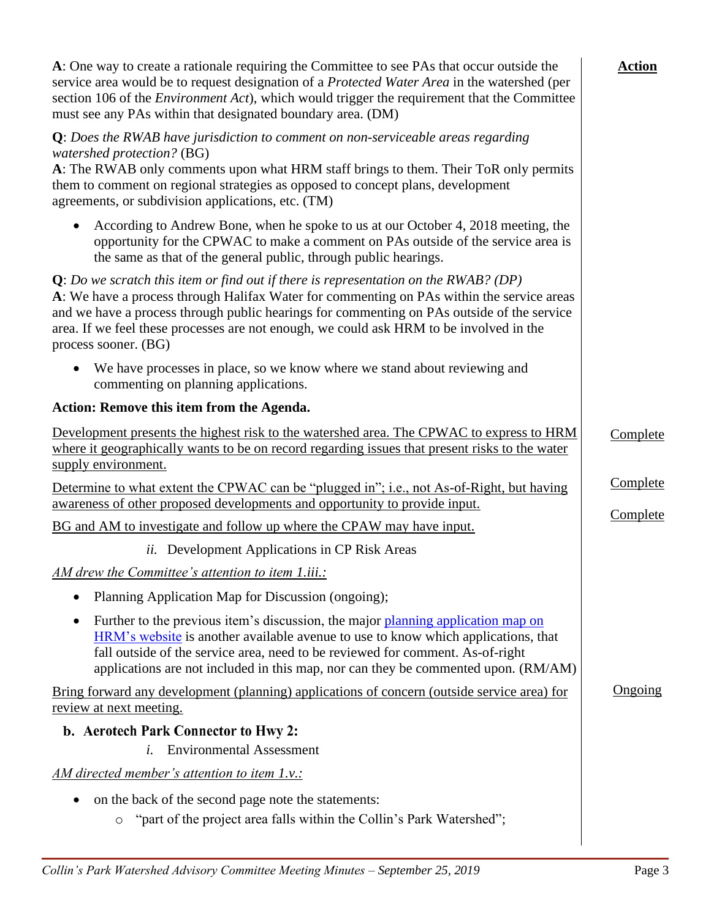**Action**

**A**: One way to create a rationale requiring the Committee to see PAs that occur outside the service area would be to request designation of a *Protected Water Area* in the watershed (per section 106 of the *Environment Act*), which would trigger the requirement that the Committee must see any PAs within that designated boundary area. (DM)

**Q**: *Does the RWAB have jurisdiction to comment on non-serviceable areas regarding watershed protection?* (BG)
**A**: The RWAB only comments upon what HRM staff brings to them. Their ToR only permits them to comment on regional strategies as opposed to concept plans, development agreements, or subdivision applications, etc. (TM)

- According to Andrew Bone, when he spoke to us at our October 4, 2018 meeting, the opportunity for the CPWAC to make a comment on PAs outside of the service area is the same as that of the general public, through public hearings.

**Q**: *Do we scratch this item or find out if there is representation on the RWAB? (DP)*
**A**: We have a process through Halifax Water for commenting on PAs within the service areas and we have a process through public hearings for commenting on PAs outside of the service area. If we feel these processes are not enough, we could ask HRM to be involved in the process sooner. (BG)

- We have processes in place, so we know where we stand about reviewing and commenting on planning applications.

**Action: Remove this item from the Agenda.**

<u>Development presents the highest risk to the watershed area. The CPWAC to express to HRM where it geographically wants to be on record regarding issues that present risks to the water supply environment.</u> — <u>Complete</u>

<u>Determine to what extent the CPWAC can be “plugged in”; i.e., not As-of-Right, but having awareness of other proposed developments and opportunity to provide input.</u> — <u>Complete</u>

<u>BG and AM to investigate and follow up where the CPAW may have input.</u> — <u>Complete</u>

*ii.* Development Applications in CP Risk Areas

<u>*AM drew the Committee’s attention to item 1.iii.:*</u>

- Planning Application Map for Discussion (ongoing);
- Further to the previous item’s discussion, the major [planning application map on HRM’s website](#) is another available avenue to use to know which applications, that fall outside of the service area, need to be reviewed for comment. As-of-right applications are not included in this map, nor can they be commented upon. (RM/AM)

<u>Bring forward any development (planning) applications of concern (outside service area) for review at next meeting.</u> — <u>Ongoing</u>

**b. Aerotech Park Connector to Hwy 2:**

*i.* Environmental Assessment

<u>*AM directed member’s attention to item 1.v.:*</u>

- on the back of the second page note the statements:
  - “part of the project area falls within the Collin’s Park Watershed”;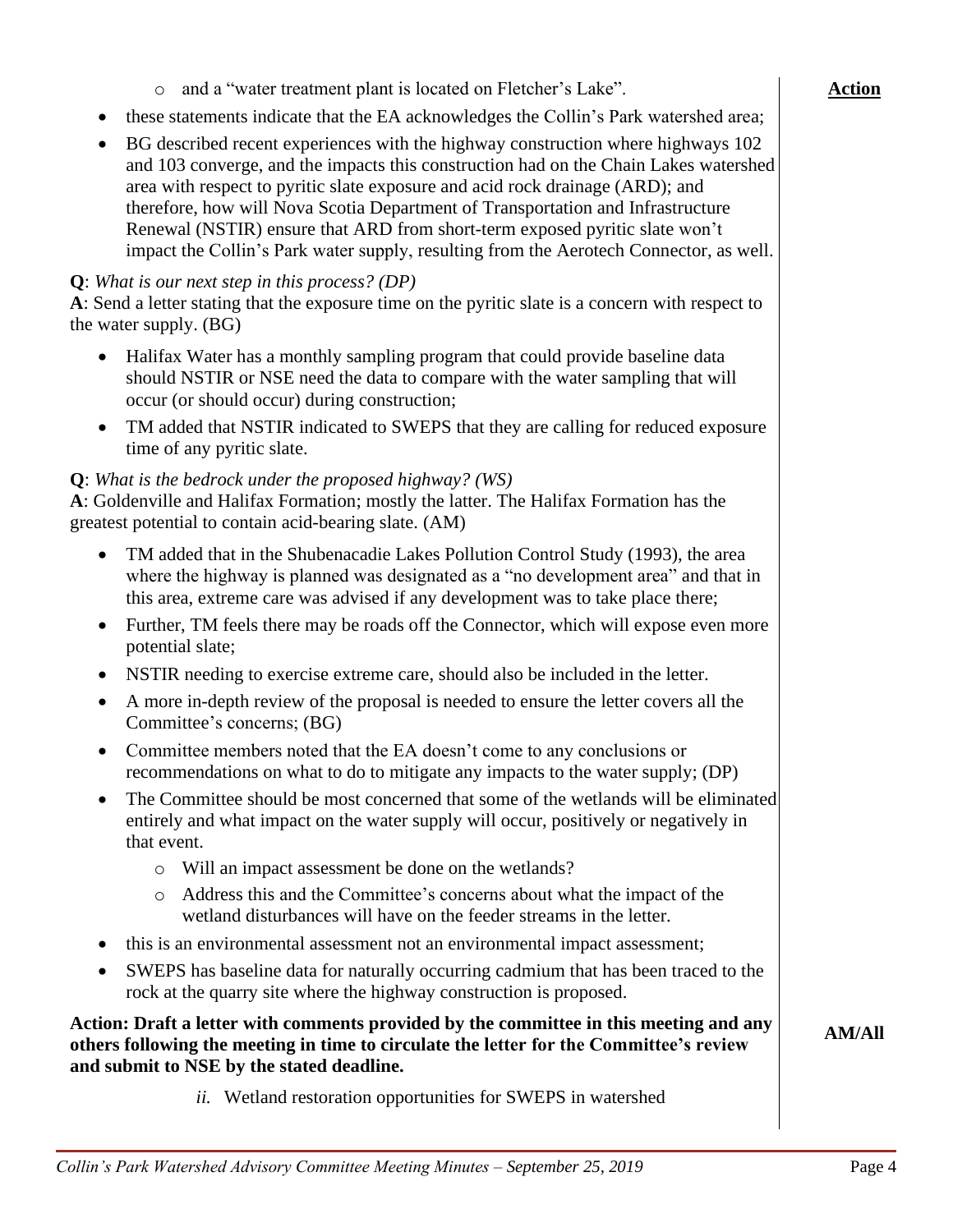- and a "water treatment plant is located on Fletcher's Lake".

**Action**

- these statements indicate that the EA acknowledges the Collin's Park watershed area;
- BG described recent experiences with the highway construction where highways 102 and 103 converge, and the impacts this construction had on the Chain Lakes watershed area with respect to pyritic slate exposure and acid rock drainage (ARD); and therefore, how will Nova Scotia Department of Transportation and Infrastructure Renewal (NSTIR) ensure that ARD from short-term exposed pyritic slate won't impact the Collin's Park water supply, resulting from the Aerotech Connector, as well.

**Q**: *What is our next step in this process? (DP)*
**A**: Send a letter stating that the exposure time on the pyritic slate is a concern with respect to the water supply. (BG)

- Halifax Water has a monthly sampling program that could provide baseline data should NSTIR or NSE need the data to compare with the water sampling that will occur (or should occur) during construction;
- TM added that NSTIR indicated to SWEPS that they are calling for reduced exposure time of any pyritic slate.

**Q**: *What is the bedrock under the proposed highway? (WS)*
**A**: Goldenville and Halifax Formation; mostly the latter. The Halifax Formation has the greatest potential to contain acid-bearing slate. (AM)

- TM added that in the Shubenacadie Lakes Pollution Control Study (1993), the area where the highway is planned was designated as a "no development area" and that in this area, extreme care was advised if any development was to take place there;
- Further, TM feels there may be roads off the Connector, which will expose even more potential slate;
- NSTIR needing to exercise extreme care, should also be included in the letter.
- A more in-depth review of the proposal is needed to ensure the letter covers all the Committee's concerns; (BG)
- Committee members noted that the EA doesn't come to any conclusions or recommendations on what to do to mitigate any impacts to the water supply; (DP)
- The Committee should be most concerned that some of the wetlands will be eliminated entirely and what impact on the water supply will occur, positively or negatively in that event.
  - Will an impact assessment be done on the wetlands?
  - Address this and the Committee's concerns about what the impact of the wetland disturbances will have on the feeder streams in the letter.
- this is an environmental assessment not an environmental impact assessment;
- SWEPS has baseline data for naturally occurring cadmium that has been traced to the rock at the quarry site where the highway construction is proposed.

**Action: Draft a letter with comments provided by the committee in this meeting and any others following the meeting in time to circulate the letter for the Committee's review and submit to NSE by the stated deadline.** **AM/All**

*ii.* Wetland restoration opportunities for SWEPS in watershed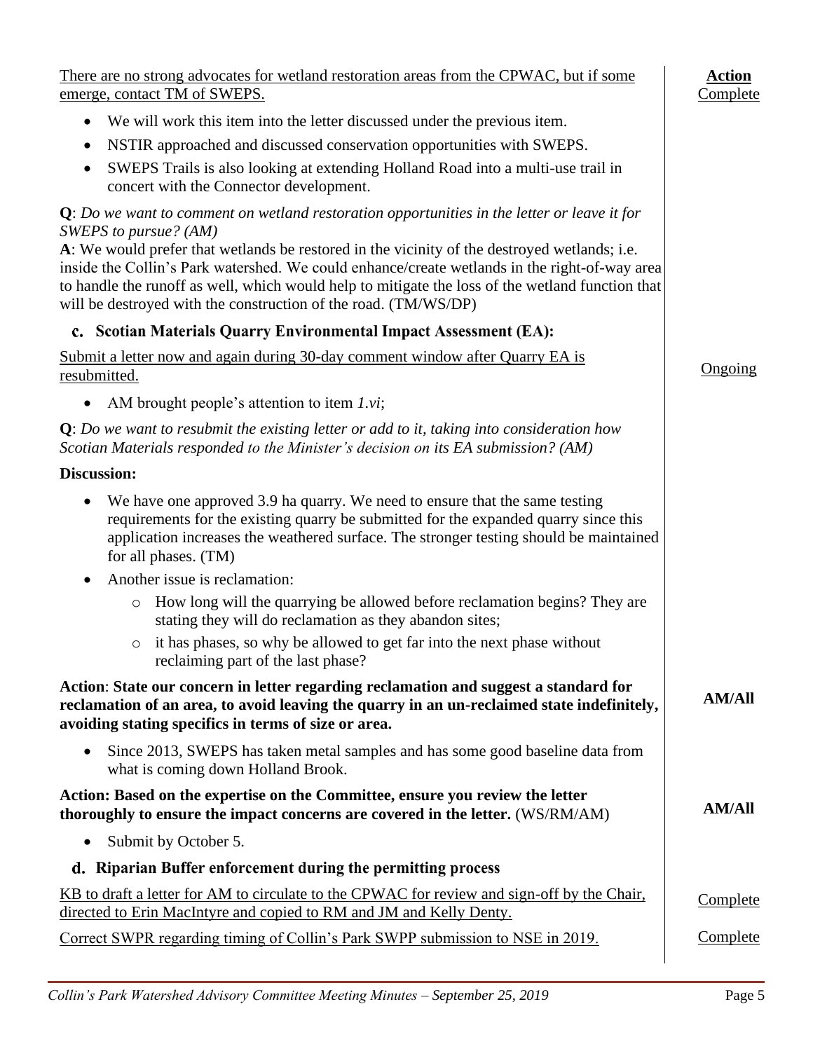| | **Action** |
|---|---|
| There are no strong advocates for wetland restoration areas from the CPWAC, but if some emerge, contact TM of SWEPS. | Complete |

- We will work this item into the letter discussed under the previous item.
- NSTIR approached and discussed conservation opportunities with SWEPS.
- SWEPS Trails is also looking at extending Holland Road into a multi-use trail in concert with the Connector development.

**Q**: *Do we want to comment on wetland restoration opportunities in the letter or leave it for SWEPS to pursue? (AM)*

**A**: We would prefer that wetlands be restored in the vicinity of the destroyed wetlands; i.e. inside the Collin's Park watershed. We could enhance/create wetlands in the right-of-way area to handle the runoff as well, which would help to mitigate the loss of the wetland function that will be destroyed with the construction of the road. (TM/WS/DP)

### c. Scotian Materials Quarry Environmental Impact Assessment (EA):

| | |
|---|---|
| Submit a letter now and again during 30-day comment window after Quarry EA is resubmitted. | Ongoing |

- AM brought people's attention to item *1.vi*;

**Q**: *Do we want to resubmit the existing letter or add to it, taking into consideration how Scotian Materials responded to the Minister's decision on its EA submission? (AM)*

**Discussion:**

- We have one approved 3.9 ha quarry. We need to ensure that the same testing requirements for the existing quarry be submitted for the expanded quarry since this application increases the weathered surface. The stronger testing should be maintained for all phases. (TM)
- Another issue is reclamation:
  - How long will the quarrying be allowed before reclamation begins? They are stating they will do reclamation as they abandon sites;
  - it has phases, so why be allowed to get far into the next phase without reclaiming part of the last phase?

| | |
|---|---|
| **Action**: **State our concern in letter regarding reclamation and suggest a standard for reclamation of an area, to avoid leaving the quarry in an un-reclaimed state indefinitely, avoiding stating specifics in terms of size or area.** | **AM/All** |

- Since 2013, SWEPS has taken metal samples and has some good baseline data from what is coming down Holland Brook.

| | |
|---|---|
| **Action: Based on the expertise on the Committee, ensure you review the letter thoroughly to ensure the impact concerns are covered in the letter.** (WS/RM/AM) | **AM/All** |

- Submit by October 5.

### d. Riparian Buffer enforcement during the permitting process

| | |
|---|---|
| KB to draft a letter for AM to circulate to the CPWAC for review and sign-off by the Chair, directed to Erin MacIntyre and copied to RM and JM and Kelly Denty. | Complete |
| Correct SWPR regarding timing of Collin's Park SWPP submission to NSE in 2019. | Complete |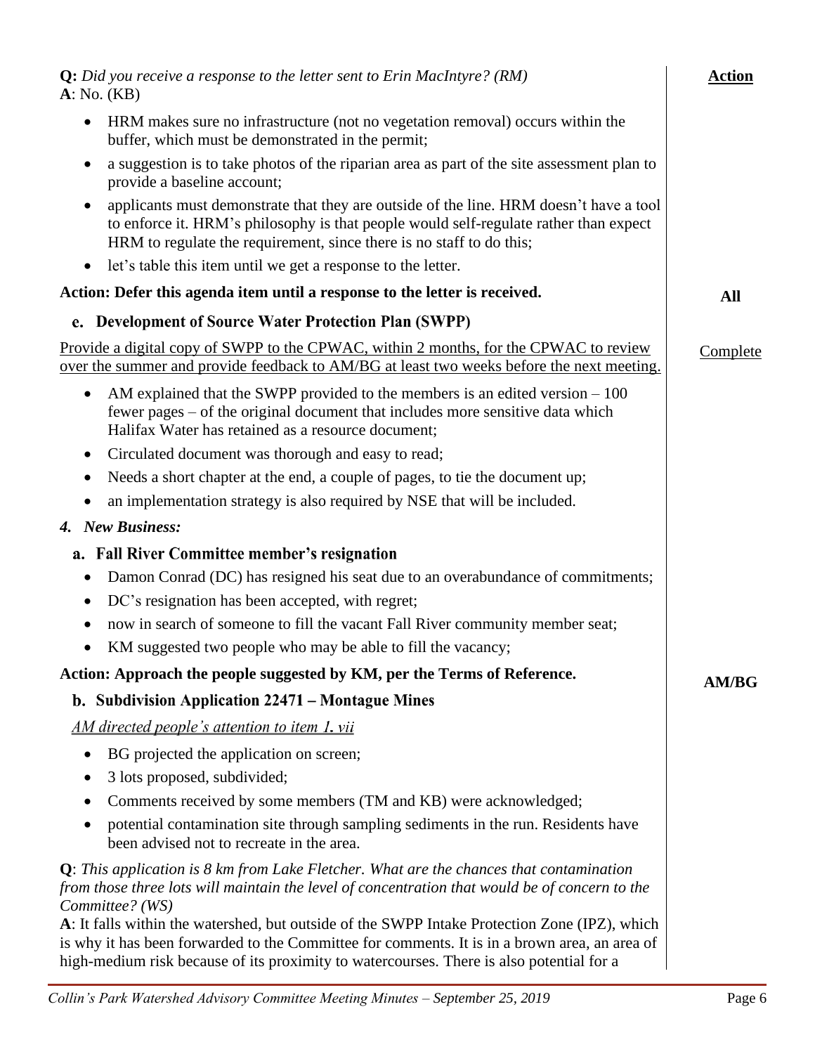**Q:** *Did you receive a response to the letter sent to Erin MacIntyre? (RM)*
**A**: No. (KB)

**Action**

- HRM makes sure no infrastructure (not no vegetation removal) occurs within the buffer, which must be demonstrated in the permit;
- a suggestion is to take photos of the riparian area as part of the site assessment plan to provide a baseline account;
- applicants must demonstrate that they are outside of the line. HRM doesn't have a tool to enforce it. HRM's philosophy is that people would self-regulate rather than expect HRM to regulate the requirement, since there is no staff to do this;
- let's table this item until we get a response to the letter.

**Action: Defer this agenda item until a response to the letter is received.** — **All**

### e. Development of Source Water Protection Plan (SWPP)

Provide a digital copy of SWPP to the CPWAC, within 2 months, for the CPWAC to review over the summer and provide feedback to AM/BG at least two weeks before the next meeting. — Complete

- AM explained that the SWPP provided to the members is an edited version – 100 fewer pages – of the original document that includes more sensitive data which Halifax Water has retained as a resource document;
- Circulated document was thorough and easy to read;
- Needs a short chapter at the end, a couple of pages, to tie the document up;
- an implementation strategy is also required by NSE that will be included.

## *4. New Business:*

### a. Fall River Committee member's resignation

- Damon Conrad (DC) has resigned his seat due to an overabundance of commitments;
- DC's resignation has been accepted, with regret;
- now in search of someone to fill the vacant Fall River community member seat;
- KM suggested two people who may be able to fill the vacancy;

**Action: Approach the people suggested by KM, per the Terms of Reference.** — **AM/BG**

### b. Subdivision Application 22471 – Montague Mines

*AM directed people's attention to item 1. vii*

- BG projected the application on screen;
- 3 lots proposed, subdivided;
- Comments received by some members (TM and KB) were acknowledged;
- potential contamination site through sampling sediments in the run. Residents have been advised not to recreate in the area.

**Q**: *This application is 8 km from Lake Fletcher. What are the chances that contamination from those three lots will maintain the level of concentration that would be of concern to the Committee? (WS)*
**A**: It falls within the watershed, but outside of the SWPP Intake Protection Zone (IPZ), which is why it has been forwarded to the Committee for comments. It is in a brown area, an area of high-medium risk because of its proximity to watercourses. There is also potential for a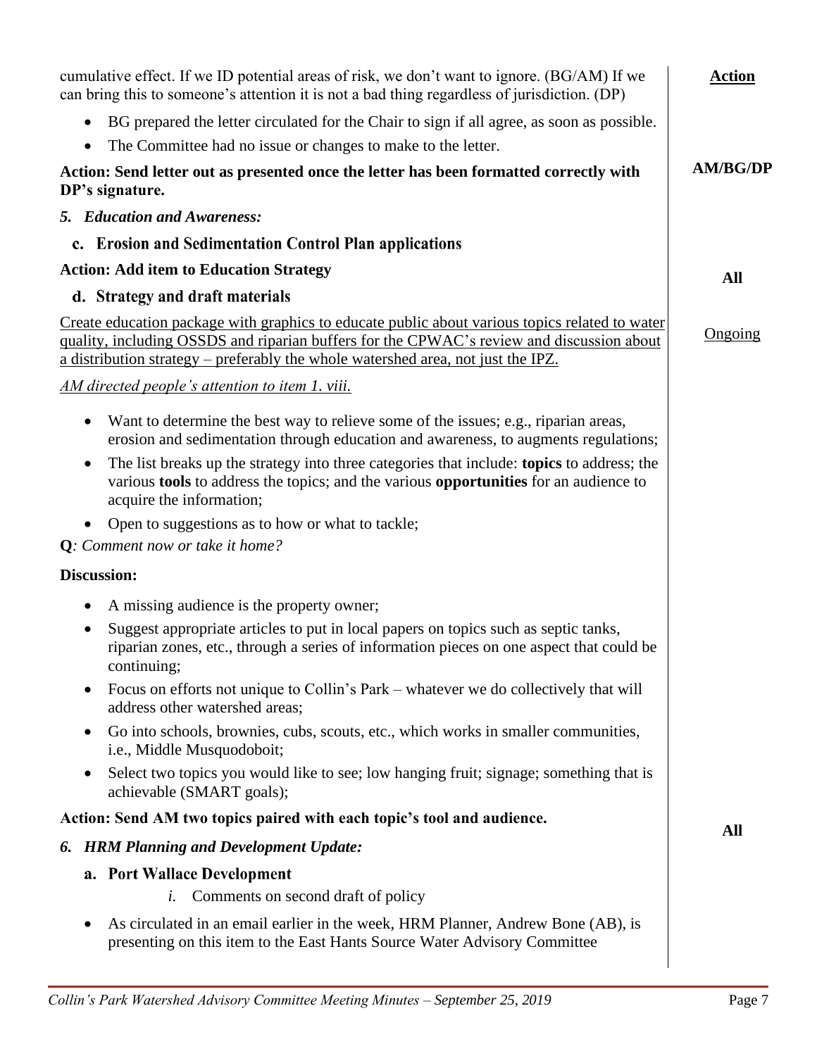cumulative effect. If we ID potential areas of risk, we don't want to ignore. (BG/AM) If we can bring this to someone's attention it is not a bad thing regardless of jurisdiction. (DP)

**Action**

- BG prepared the letter circulated for the Chair to sign if all agree, as soon as possible.
- The Committee had no issue or changes to make to the letter.

**Action: Send letter out as presented once the letter has been formatted correctly with DP's signature.** **AM/BG/DP**

### *5. Education and Awareness:*

#### c. Erosion and Sedimentation Control Plan applications

**Action: Add item to Education Strategy** **All**

#### d. Strategy and draft materials

<u>Create education package with graphics to educate public about various topics related to water quality, including OSSDS and riparian buffers for the CPWAC's review and discussion about a distribution strategy – preferably the whole watershed area, not just the IPZ.</u> <u>Ongoing</u>

*<u>AM directed people's attention to item 1. viii.</u>*

- Want to determine the best way to relieve some of the issues; e.g., riparian areas, erosion and sedimentation through education and awareness, to augments regulations;
- The list breaks up the strategy into three categories that include: **topics** to address; the various **tools** to address the topics; and the various **opportunities** for an audience to acquire the information;
- Open to suggestions as to how or what to tackle;

**Q***: Comment now or take it home?*

**Discussion:**

- A missing audience is the property owner;
- Suggest appropriate articles to put in local papers on topics such as septic tanks, riparian zones, etc., through a series of information pieces on one aspect that could be continuing;
- Focus on efforts not unique to Collin's Park – whatever we do collectively that will address other watershed areas;
- Go into schools, brownies, cubs, scouts, etc., which works in smaller communities, i.e., Middle Musquodoboit;
- Select two topics you would like to see; low hanging fruit; signage; something that is achievable (SMART goals);

**Action: Send AM two topics paired with each topic's tool and audience.** **All**

### *6. HRM Planning and Development Update:*

#### a. Port Wallace Development

*i.* Comments on second draft of policy

- As circulated in an email earlier in the week, HRM Planner, Andrew Bone (AB), is presenting on this item to the East Hants Source Water Advisory Committee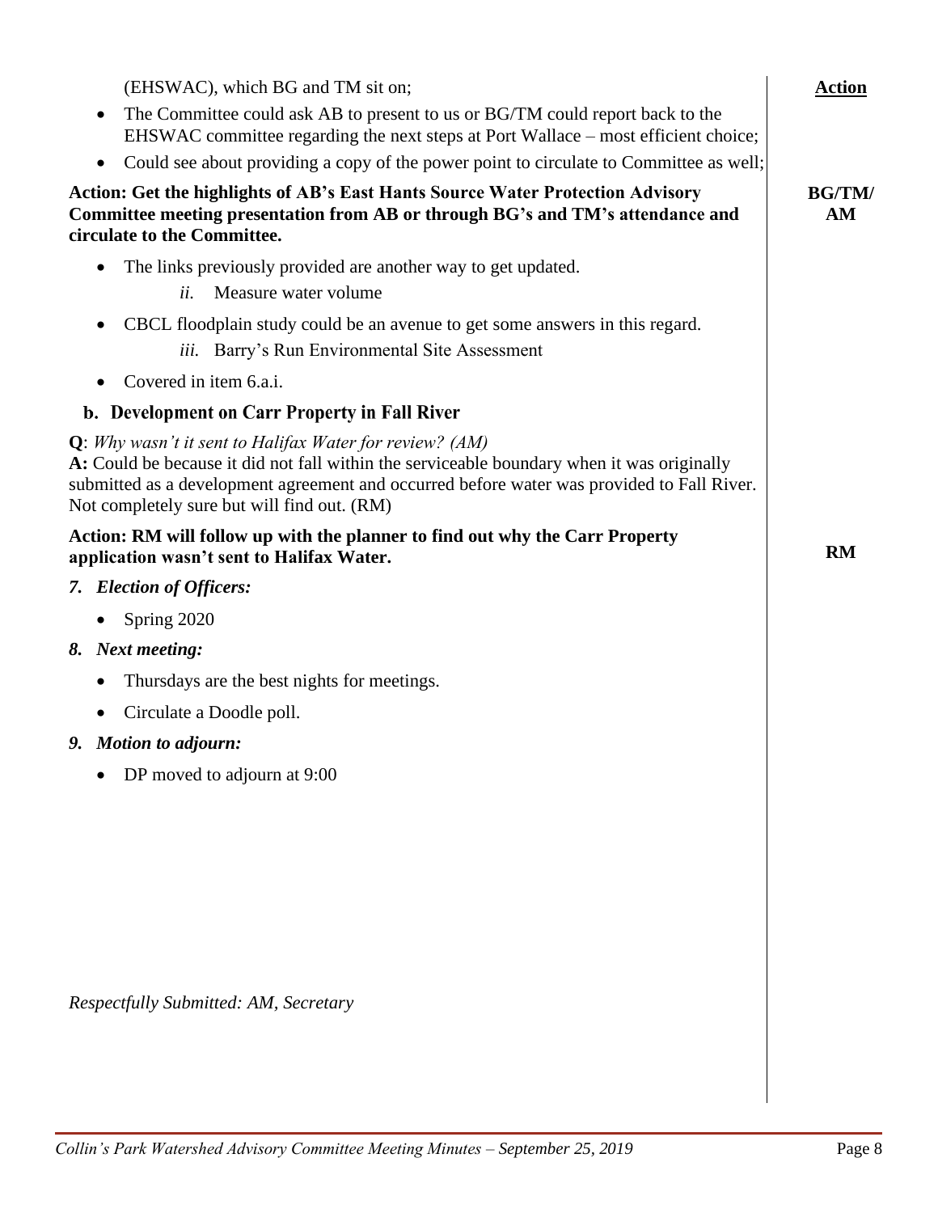(EHSWAC), which BG and TM sit on;

- The Committee could ask AB to present to us or BG/TM could report back to the EHSWAC committee regarding the next steps at Port Wallace – most efficient choice;
- Could see about providing a copy of the power point to circulate to Committee as well;

**Action: Get the highlights of AB's East Hants Source Water Protection Advisory Committee meeting presentation from AB or through BG's and TM's attendance and circulate to the Committee.** — **BG/TM/AM**

- The links previously provided are another way to get updated.

    *ii.* Measure water volume

- CBCL floodplain study could be an avenue to get some answers in this regard.

    *iii.* Barry's Run Environmental Site Assessment

- Covered in item 6.a.i.

### b. Development on Carr Property in Fall River

**Q**: *Why wasn't it sent to Halifax Water for review? (AM)*
**A:** Could be because it did not fall within the serviceable boundary when it was originally submitted as a development agreement and occurred before water was provided to Fall River. Not completely sure but will find out. (RM)

**Action: RM will follow up with the planner to find out why the Carr Property application wasn't sent to Halifax Water.** — **RM**

### *7. Election of Officers:*

- Spring 2020

### *8. Next meeting:*

- Thursdays are the best nights for meetings.
- Circulate a Doodle poll.

### *9. Motion to adjourn:*

- DP moved to adjourn at 9:00

*Respectfully Submitted: AM, Secretary*